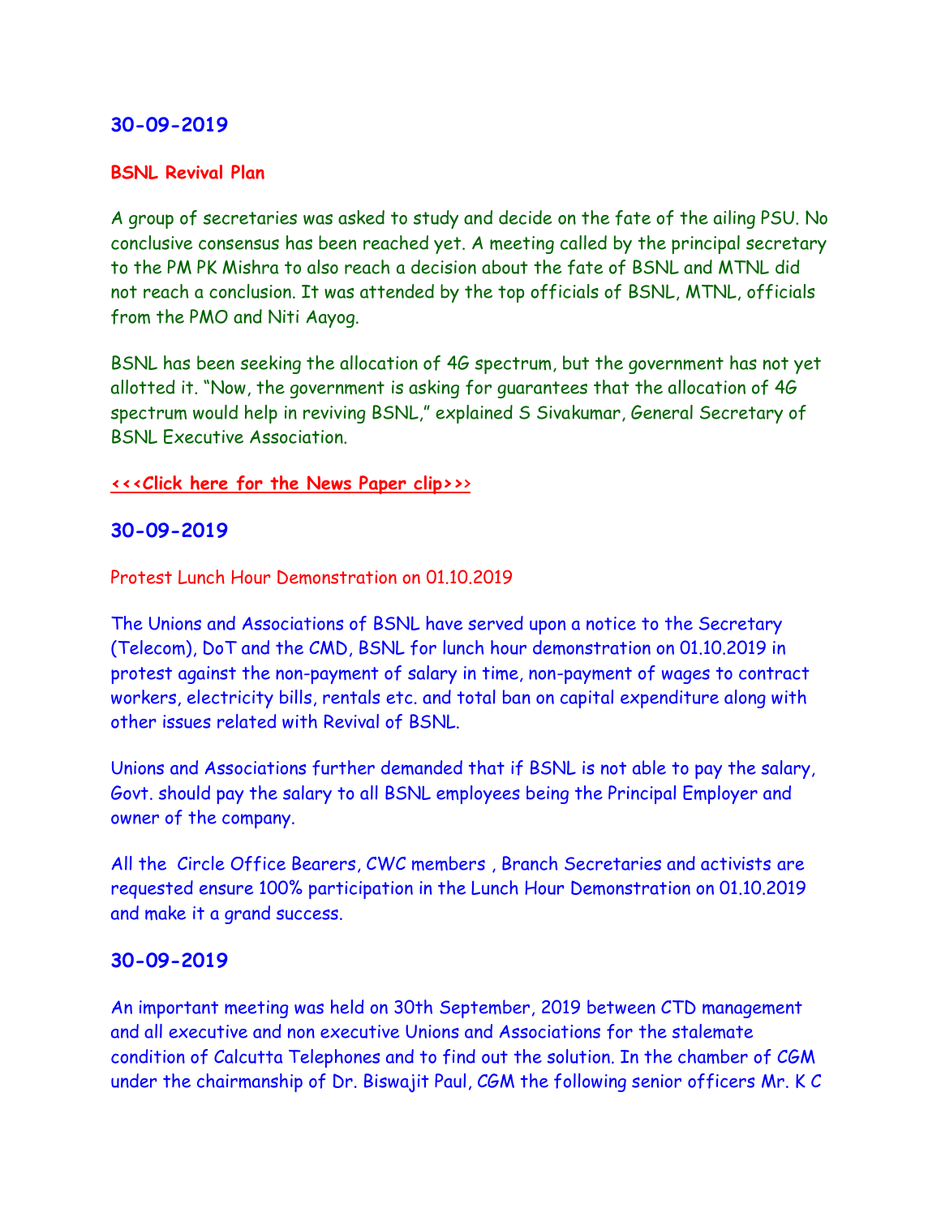## 30-09-2019

**BSNL Revival Plan**

A group of secretaries was asked to study and decide on the fate of the ailing PSU. No conclusive consensus has been reached yet. A meeting called by the principal secretary to the PM PK Mishra to also reach a decision about the fate of BSNL and MTNL did not reach a conclusion. It was attended by the top officials of BSNL, MTNL, officials from the PMO and Niti Aayog.

BSNL has been seeking the allocation of 4G spectrum, but the government has not yet allotted it. "Now, the government is asking for guarantees that the allocation of 4G spectrum would help in reviving BSNL," explained S Sivakumar, General Secretary of BSNL Executive Association.

**<<<Click here for the News Paper clip>>>**

## 30-09-2019

Protest Lunch Hour Demonstration on 01.10.2019

The Unions and Associations of BSNL have served upon a notice to the Secretary (Telecom), DoT and the CMD, BSNL for lunch hour demonstration on 01.10.2019 in protest against the non-payment of salary in time, non-payment of wages to contract workers, electricity bills, rentals etc. and total ban on capital expenditure along with other issues related with Revival of BSNL.

Unions and Associations further demanded that if BSNL is not able to pay the salary, Govt. should pay the salary to all BSNL employees being the Principal Employer and owner of the company.

All the Circle Office Bearers, CWC members , Branch Secretaries and activists are requested ensure 100% participation in the Lunch Hour Demonstration on 01.10.2019 and make it a grand success.

## 30-09-2019

An important meeting was held on 30th September, 2019 between CTD management and all executive and non executive Unions and Associations for the stalemate condition of Calcutta Telephones and to find out the solution. In the chamber of CGM under the chairmanship of Dr. Biswajit Paul, CGM the following senior officers Mr. K C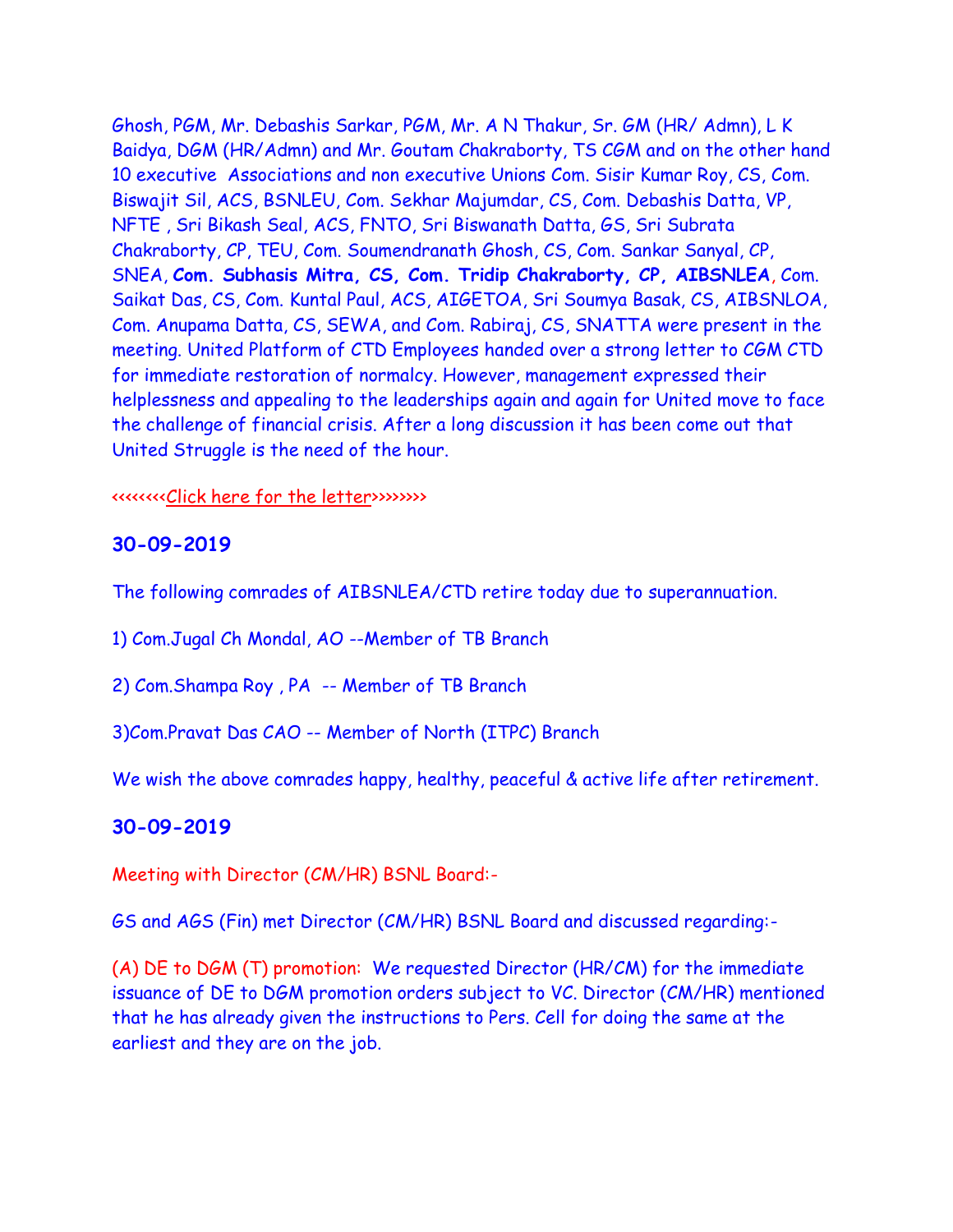Ghosh, PGM, Mr. Debashis Sarkar, PGM, Mr. A N Thakur, Sr. GM (HR/ Admn), L K Baidya, DGM (HR/Admn) and Mr. Goutam Chakraborty, TS CGM and on the other hand 10 executive Associations and non executive Unions Com. Sisir Kumar Roy, CS, Com. Biswajit Sil, ACS, BSNLEU, Com. Sekhar Majumdar, CS, Com. Debashis Datta, VP, NFTE , Sri Bikash Seal, ACS, FNTO, Sri Biswanath Datta, GS, Sri Subrata Chakraborty, CP, TEU, Com. Soumendranath Ghosh, CS, Com. Sankar Sanyal, CP, SNEA, **Com. Subhasis Mitra, CS, Com. Tridip Chakraborty, CP, AIBSNLEA**, Com. Saikat Das, CS, Com. Kuntal Paul, ACS, AIGETOA, Sri Soumya Basak, CS, AIBSNLOA, Com. Anupama Datta, CS, SEWA, and Com. Rabiraj, CS, SNATTA were present in the meeting. United Platform of CTD Employees handed over a strong letter to CGM CTD for immediate restoration of normalcy. However, management expressed their helplessness and appealing to the leaderships again and again for United move to face the challenge of financial crisis. After a long discussion it has been come out that United Struggle is the need of the hour.

<<<<<<<<Click here for the letter>>>>>>>>

## 30-09-2019

The following comrades of AIBSNLEA/CTD retire today due to superannuation.

1) Com.Jugal Ch Mondal, AO --Member of TB Branch

2) Com.Shampa Roy , PA -- Member of TB Branch

3)Com.Pravat Das CAO -- Member of North (ITPC) Branch

We wish the above comrades happy, healthy, peaceful & active life after retirement.

## 30-09-2019

Meeting with Director (CM/HR) BSNL Board:-

GS and AGS (Fin) met Director (CM/HR) BSNL Board and discussed regarding:-

(A) DE to DGM (T) promotion: We requested Director (HR/CM) for the immediate issuance of DE to DGM promotion orders subject to VC. Director (CM/HR) mentioned that he has already given the instructions to Pers. Cell for doing the same at the earliest and they are on the job.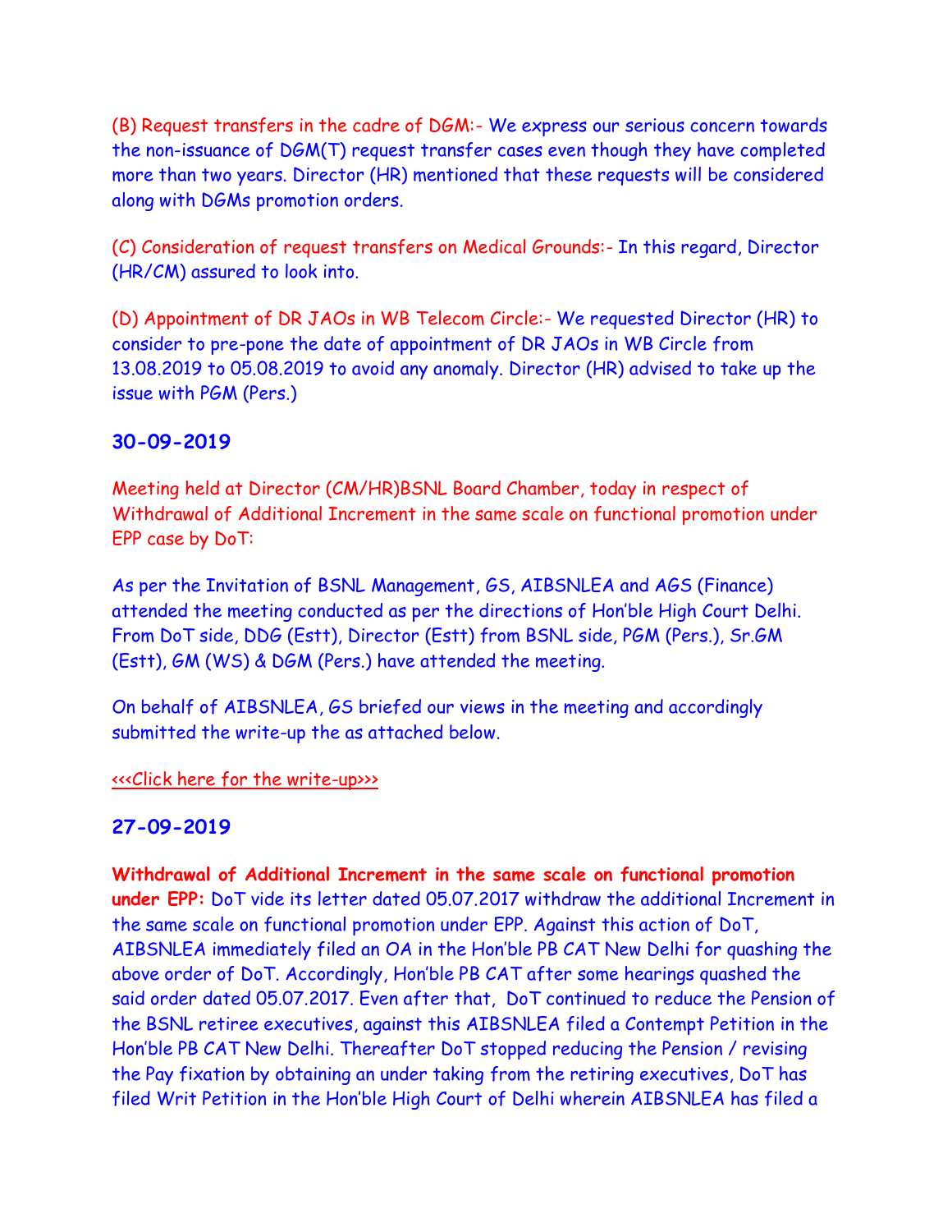(B) Request transfers in the cadre of DGM:- We express our serious concern towards the non-issuance of DGM(T) request transfer cases even though they have completed more than two years. Director (HR) mentioned that these requests will be considered along with DGMs promotion orders.

(C) Consideration of request transfers on Medical Grounds:- In this regard, Director (HR/CM) assured to look into.

(D) Appointment of DR JAOs in WB Telecom Circle:- We requested Director (HR) to consider to pre-pone the date of appointment of DR JAOs in WB Circle from 13.08.2019 to 05.08.2019 to avoid any anomaly. Director (HR) advised to take up the issue with PGM (Pers.)

### 30-09-2019

Meeting held at Director (CM/HR)BSNL Board Chamber, today in respect of Withdrawal of Additional Increment in the same scale on functional promotion under EPP case by DoT:

As per the Invitation of BSNL Management, GS, AIBSNLEA and AGS (Finance) attended the meeting conducted as per the directions of Hon'ble High Court Delhi. From DoT side, DDG (Estt), Director (Estt) from BSNL side, PGM (Pers.), Sr.GM (Estt), GM (WS) & DGM (Pers.) have attended the meeting.

On behalf of AIBSNLEA, GS briefed our views in the meeting and accordingly submitted the write-up the as attached below.

<<<Click here for the write-up>>>

### 27-09-2019

**Withdrawal of Additional Increment in the same scale on functional promotion under EPP:** DoT vide its letter dated 05.07.2017 withdraw the additional Increment in the same scale on functional promotion under EPP. Against this action of DoT, AIBSNLEA immediately filed an OA in the Hon'ble PB CAT New Delhi for quashing the above order of DoT. Accordingly, Hon'ble PB CAT after some hearings quashed the said order dated 05.07.2017. Even after that, DoT continued to reduce the Pension of the BSNL retiree executives, against this AIBSNLEA filed a Contempt Petition in the Hon'ble PB CAT New Delhi. Thereafter DoT stopped reducing the Pension / revising the Pay fixation by obtaining an under taking from the retiring executives, DoT has filed Writ Petition in the Hon'ble High Court of Delhi wherein AIBSNLEA has filed a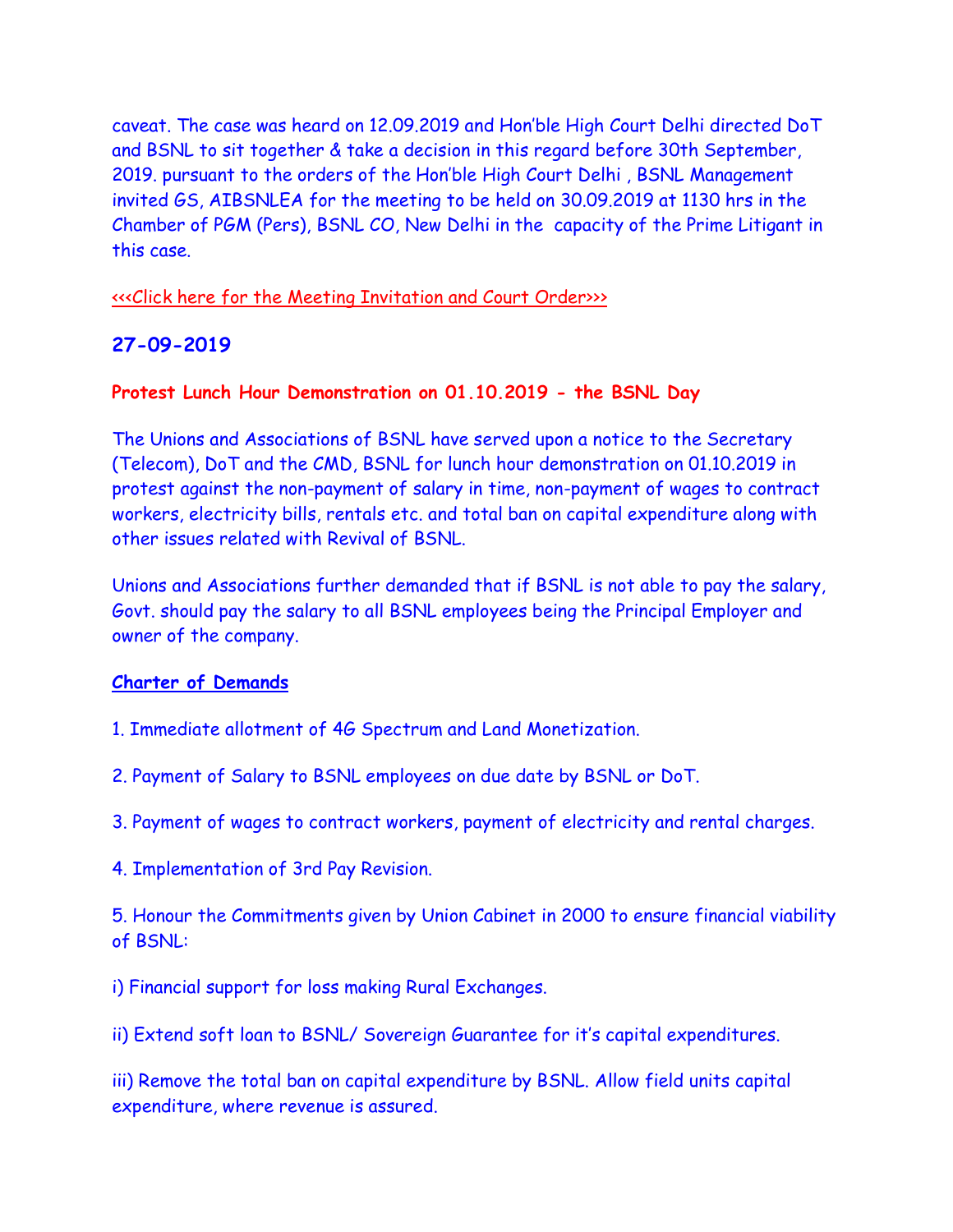caveat. The case was heard on 12.09.2019 and Hon'ble High Court Delhi directed DoT and BSNL to sit together & take a decision in this regard before 30th September, 2019. pursuant to the orders of the Hon'ble High Court Delhi , BSNL Management invited GS, AIBSNLEA for the meeting to be held on 30.09.2019 at 1130 hrs in the Chamber of PGM (Pers), BSNL CO, New Delhi in the capacity of the Prime Litigant in this case.

<<<Click here for the Meeting Invitation and Court Order>>>

## 27-09-2019

**Protest Lunch Hour Demonstration on 01.10.2019 - the BSNL Day**

The Unions and Associations of BSNL have served upon a notice to the Secretary (Telecom), DoT and the CMD, BSNL for lunch hour demonstration on 01.10.2019 in protest against the non-payment of salary in time, non-payment of wages to contract workers, electricity bills, rentals etc. and total ban on capital expenditure along with other issues related with Revival of BSNL.

Unions and Associations further demanded that if BSNL is not able to pay the salary, Govt. should pay the salary to all BSNL employees being the Principal Employer and owner of the company.

**Charter of Demands**

1. Immediate allotment of 4G Spectrum and Land Monetization.

2. Payment of Salary to BSNL employees on due date by BSNL or DoT.

3. Payment of wages to contract workers, payment of electricity and rental charges.

4. Implementation of 3rd Pay Revision.

5. Honour the Commitments given by Union Cabinet in 2000 to ensure financial viability of BSNL:

i) Financial support for loss making Rural Exchanges.

ii) Extend soft loan to BSNL/ Sovereign Guarantee for it's capital expenditures.

iii) Remove the total ban on capital expenditure by BSNL. Allow field units capital expenditure, where revenue is assured.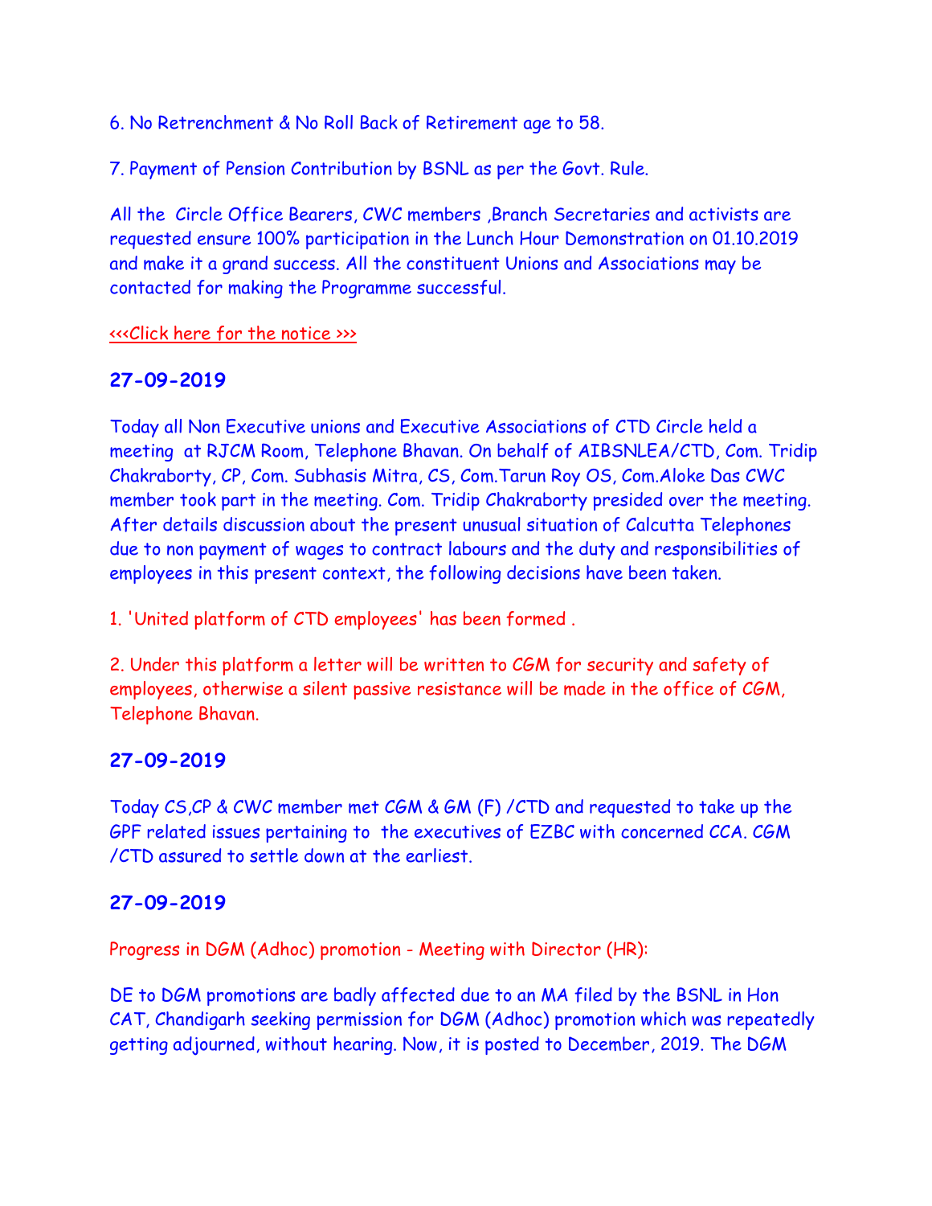6. No Retrenchment & No Roll Back of Retirement age to 58.

7. Payment of Pension Contribution by BSNL as per the Govt. Rule.

All the Circle Office Bearers, CWC members ,Branch Secretaries and activists are requested ensure 100% participation in the Lunch Hour Demonstration on 01.10.2019 and make it a grand success. All the constituent Unions and Associations may be contacted for making the Programme successful.

<<<Click here for the notice >>>

## 27-09-2019

Today all Non Executive unions and Executive Associations of CTD Circle held a meeting at RJCM Room, Telephone Bhavan. On behalf of AIBSNLEA/CTD, Com. Tridip Chakraborty, CP, Com. Subhasis Mitra, CS, Com.Tarun Roy OS, Com.Aloke Das CWC member took part in the meeting. Com. Tridip Chakraborty presided over the meeting. After details discussion about the present unusual situation of Calcutta Telephones due to non payment of wages to contract labours and the duty and responsibilities of employees in this present context, the following decisions have been taken.

1. 'United platform of CTD employees' has been formed .

2. Under this platform a letter will be written to CGM for security and safety of employees, otherwise a silent passive resistance will be made in the office of CGM, Telephone Bhavan.

## 27-09-2019

Today CS,CP & CWC member met CGM & GM (F) /CTD and requested to take up the GPF related issues pertaining to the executives of EZBC with concerned CCA. CGM /CTD assured to settle down at the earliest.

## 27-09-2019

Progress in DGM (Adhoc) promotion - Meeting with Director (HR):

DE to DGM promotions are badly affected due to an MA filed by the BSNL in Hon CAT, Chandigarh seeking permission for DGM (Adhoc) promotion which was repeatedly getting adjourned, without hearing. Now, it is posted to December, 2019. The DGM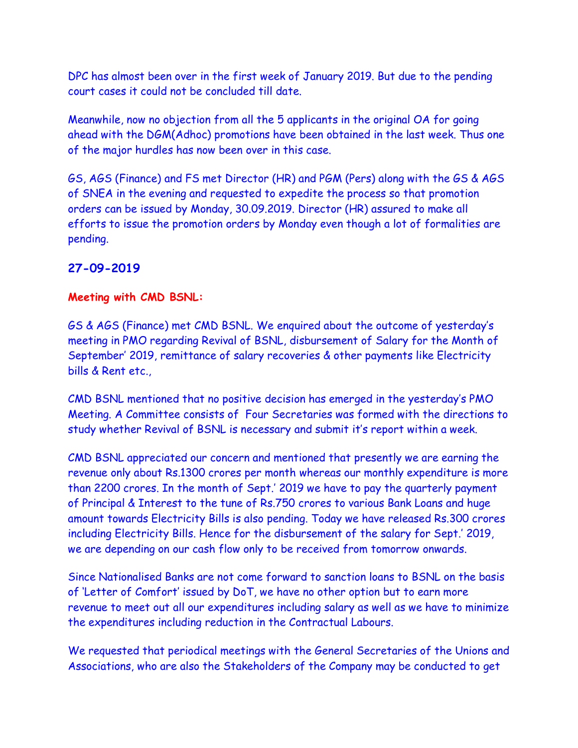DPC has almost been over in the first week of January 2019. But due to the pending court cases it could not be concluded till date.

Meanwhile, now no objection from all the 5 applicants in the original OA for going ahead with the DGM(Adhoc) promotions have been obtained in the last week. Thus one of the major hurdles has now been over in this case.

GS, AGS (Finance) and FS met Director (HR) and PGM (Pers) along with the GS & AGS of SNEA in the evening and requested to expedite the process so that promotion orders can be issued by Monday, 30.09.2019. Director (HR) assured to make all efforts to issue the promotion orders by Monday even though a lot of formalities are pending.

### 27-09-2019

**Meeting with CMD BSNL:**

GS & AGS (Finance) met CMD BSNL. We enquired about the outcome of yesterday's meeting in PMO regarding Revival of BSNL, disbursement of Salary for the Month of September' 2019, remittance of salary recoveries & other payments like Electricity bills & Rent etc.,

CMD BSNL mentioned that no positive decision has emerged in the yesterday's PMO Meeting. A Committee consists of Four Secretaries was formed with the directions to study whether Revival of BSNL is necessary and submit it's report within a week.

CMD BSNL appreciated our concern and mentioned that presently we are earning the revenue only about Rs.1300 crores per month whereas our monthly expenditure is more than 2200 crores. In the month of Sept.' 2019 we have to pay the quarterly payment of Principal & Interest to the tune of Rs.750 crores to various Bank Loans and huge amount towards Electricity Bills is also pending. Today we have released Rs.300 crores including Electricity Bills. Hence for the disbursement of the salary for Sept.' 2019, we are depending on our cash flow only to be received from tomorrow onwards.

Since Nationalised Banks are not come forward to sanction loans to BSNL on the basis of 'Letter of Comfort' issued by DoT, we have no other option but to earn more revenue to meet out all our expenditures including salary as well as we have to minimize the expenditures including reduction in the Contractual Labours.

We requested that periodical meetings with the General Secretaries of the Unions and Associations, who are also the Stakeholders of the Company may be conducted to get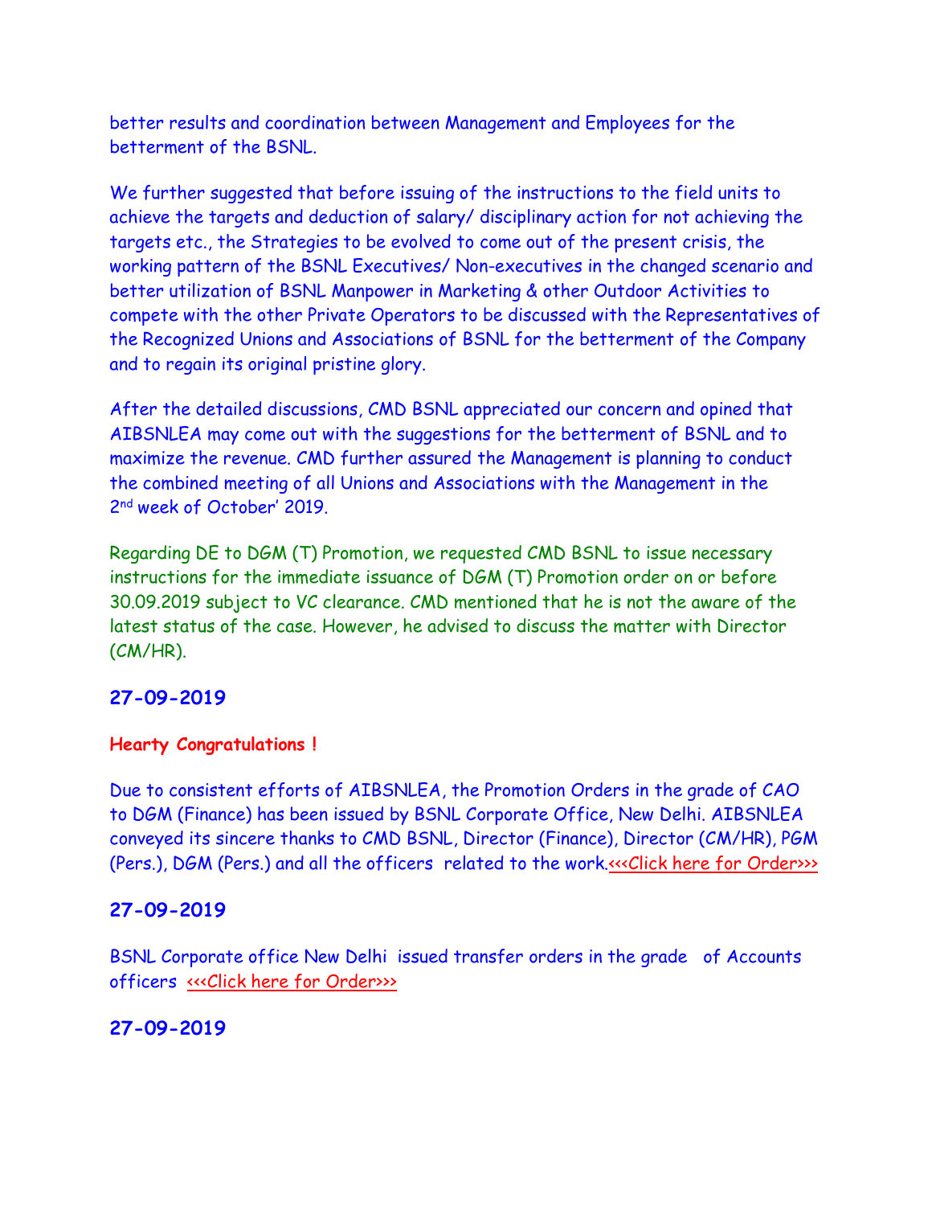better results and coordination between Management and Employees for the betterment of the BSNL.

We further suggested that before issuing of the instructions to the field units to achieve the targets and deduction of salary/ disciplinary action for not achieving the targets etc., the Strategies to be evolved to come out of the present crisis, the working pattern of the BSNL Executives/ Non-executives in the changed scenario and better utilization of BSNL Manpower in Marketing & other Outdoor Activities to compete with the other Private Operators to be discussed with the Representatives of the Recognized Unions and Associations of BSNL for the betterment of the Company and to regain its original pristine glory.

After the detailed discussions, CMD BSNL appreciated our concern and opined that AIBSNLEA may come out with the suggestions for the betterment of BSNL and to maximize the revenue. CMD further assured the Management is planning to conduct the combined meeting of all Unions and Associations with the Management in the 2nd week of October' 2019.

Regarding DE to DGM (T) Promotion, we requested CMD BSNL to issue necessary instructions for the immediate issuance of DGM (T) Promotion order on or before 30.09.2019 subject to VC clearance. CMD mentioned that he is not the aware of the latest status of the case. However, he advised to discuss the matter with Director (CM/HR).

## 27-09-2019

**Hearty Congratulations !**

Due to consistent efforts of AIBSNLEA, the Promotion Orders in the grade of CAO to DGM (Finance) has been issued by BSNL Corporate Office, New Delhi. AIBSNLEA conveyed its sincere thanks to CMD BSNL, Director (Finance), Director (CM/HR), PGM (Pers.), DGM (Pers.) and all the officers related to the work.<<<Click here for Order>>>

## 27-09-2019

BSNL Corporate office New Delhi issued transfer orders in the grade of Accounts officers <<<Click here for Order>>>

## 27-09-2019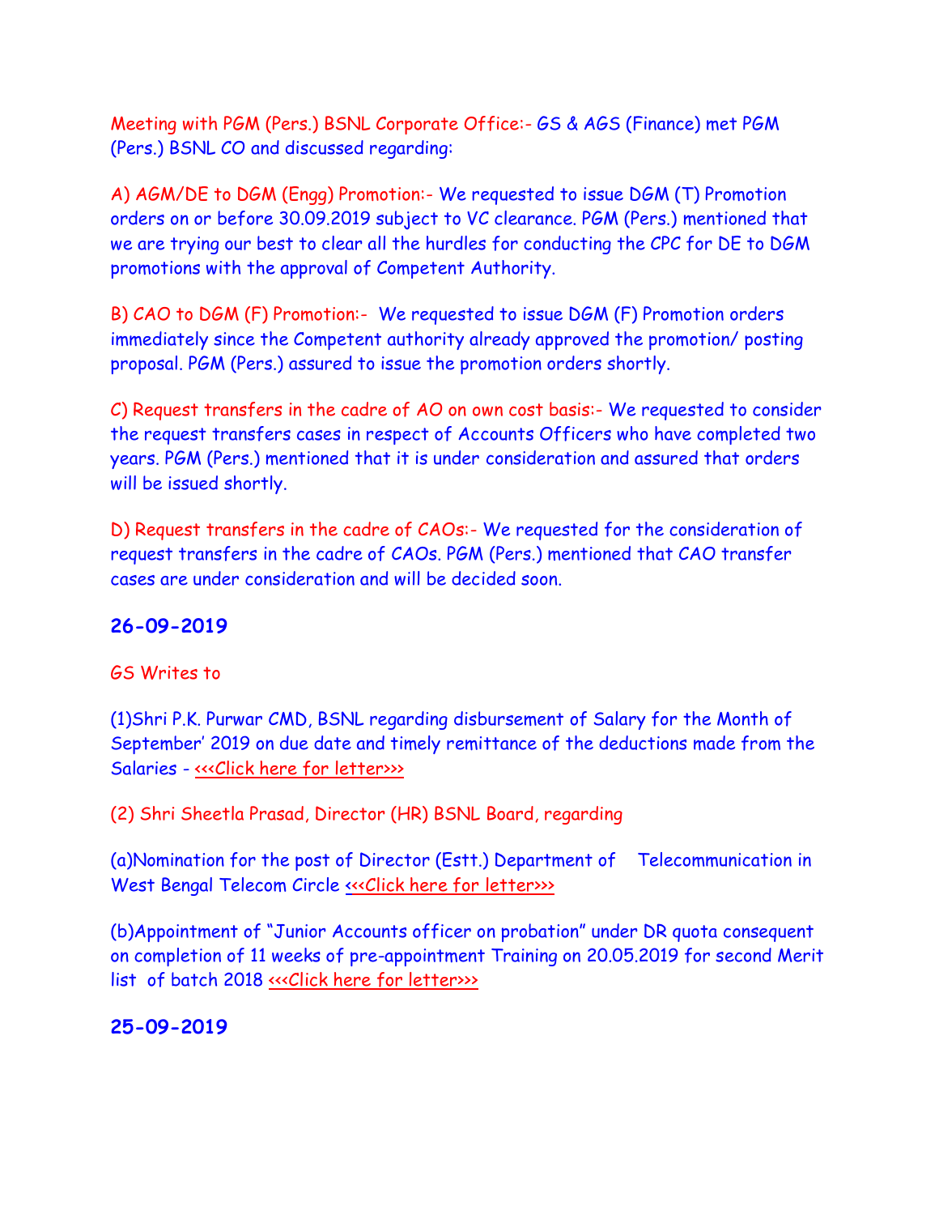Meeting with PGM (Pers.) BSNL Corporate Office:- GS & AGS (Finance) met PGM (Pers.) BSNL CO and discussed regarding:

A) AGM/DE to DGM (Engg) Promotion:- We requested to issue DGM (T) Promotion orders on or before 30.09.2019 subject to VC clearance. PGM (Pers.) mentioned that we are trying our best to clear all the hurdles for conducting the CPC for DE to DGM promotions with the approval of Competent Authority.

B) CAO to DGM (F) Promotion:- We requested to issue DGM (F) Promotion orders immediately since the Competent authority already approved the promotion/ posting proposal. PGM (Pers.) assured to issue the promotion orders shortly.

C) Request transfers in the cadre of AO on own cost basis:- We requested to consider the request transfers cases in respect of Accounts Officers who have completed two years. PGM (Pers.) mentioned that it is under consideration and assured that orders will be issued shortly.

D) Request transfers in the cadre of CAOs:- We requested for the consideration of request transfers in the cadre of CAOs. PGM (Pers.) mentioned that CAO transfer cases are under consideration and will be decided soon.

## 26-09-2019

GS Writes to

(1)Shri P.K. Purwar CMD, BSNL regarding disbursement of Salary for the Month of September' 2019 on due date and timely remittance of the deductions made from the Salaries - <<<Click here for letter>>>

(2) Shri Sheetla Prasad, Director (HR) BSNL Board, regarding

(a)Nomination for the post of Director (Estt.) Department of Telecommunication in West Bengal Telecom Circle <<<Click here for letter>>>

(b)Appointment of "Junior Accounts officer on probation" under DR quota consequent on completion of 11 weeks of pre-appointment Training on 20.05.2019 for second Merit list of batch 2018 <<<Click here for letter>>>

## 25-09-2019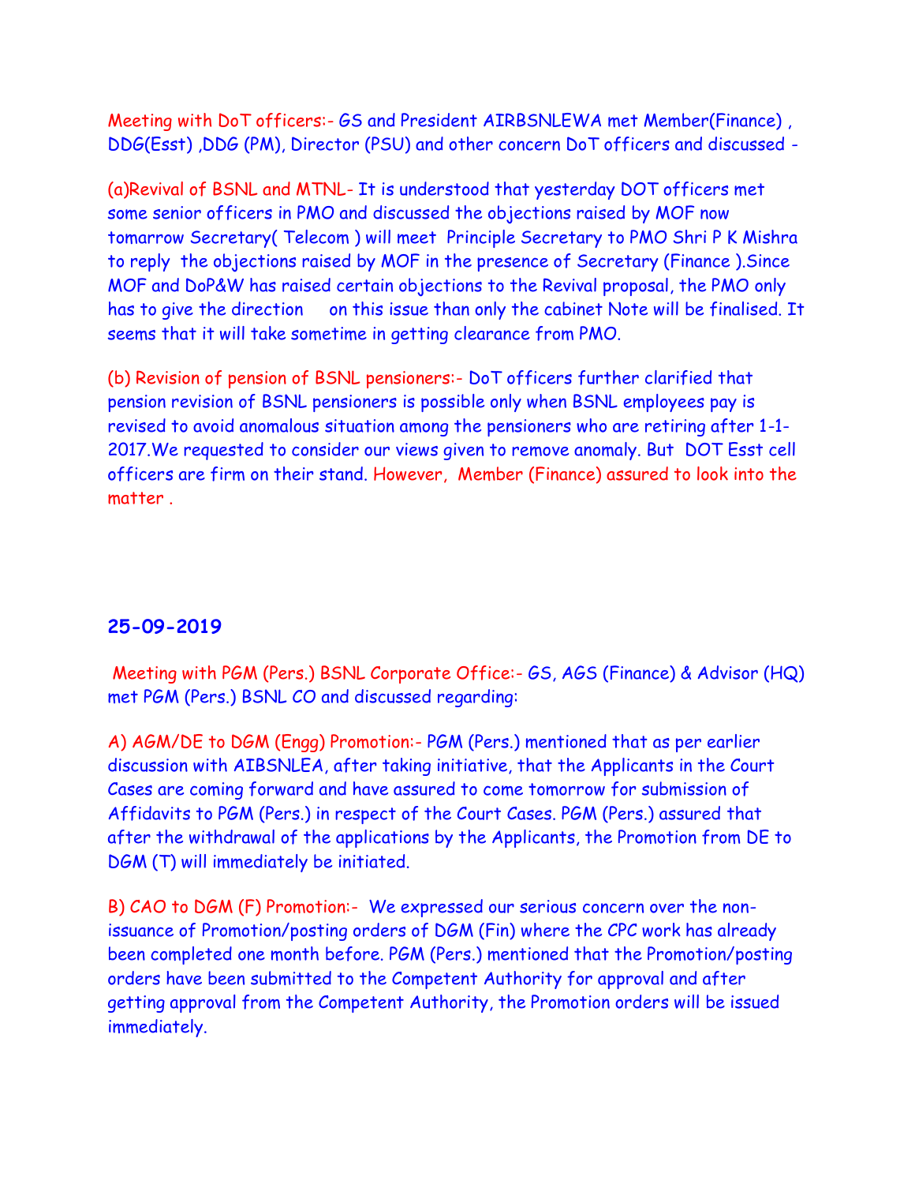Meeting with DoT officers:- GS and President AIRBSNLEWA met Member(Finance) , DDG(Esst) ,DDG (PM), Director (PSU) and other concern DoT officers and discussed -

(a)Revival of BSNL and MTNL- It is understood that yesterday DOT officers met some senior officers in PMO and discussed the objections raised by MOF now tomarrow Secretary( Telecom ) will meet Principle Secretary to PMO Shri P K Mishra to reply the objections raised by MOF in the presence of Secretary (Finance ).Since MOF and DoP&W has raised certain objections to the Revival proposal, the PMO only has to give the direction on this issue than only the cabinet Note will be finalised. It seems that it will take sometime in getting clearance from PMO.

(b) Revision of pension of BSNL pensioners:- DoT officers further clarified that pension revision of BSNL pensioners is possible only when BSNL employees pay is revised to avoid anomalous situation among the pensioners who are retiring after 1-1-2017.We requested to consider our views given to remove anomaly. But DOT Esst cell officers are firm on their stand. However, Member (Finance) assured to look into the matter .

## 25-09-2019

Meeting with PGM (Pers.) BSNL Corporate Office:- GS, AGS (Finance) & Advisor (HQ) met PGM (Pers.) BSNL CO and discussed regarding:

A) AGM/DE to DGM (Engg) Promotion:- PGM (Pers.) mentioned that as per earlier discussion with AIBSNLEA, after taking initiative, that the Applicants in the Court Cases are coming forward and have assured to come tomorrow for submission of Affidavits to PGM (Pers.) in respect of the Court Cases. PGM (Pers.) assured that after the withdrawal of the applications by the Applicants, the Promotion from DE to DGM (T) will immediately be initiated.

B) CAO to DGM (F) Promotion:- We expressed our serious concern over the non-issuance of Promotion/posting orders of DGM (Fin) where the CPC work has already been completed one month before. PGM (Pers.) mentioned that the Promotion/posting orders have been submitted to the Competent Authority for approval and after getting approval from the Competent Authority, the Promotion orders will be issued immediately.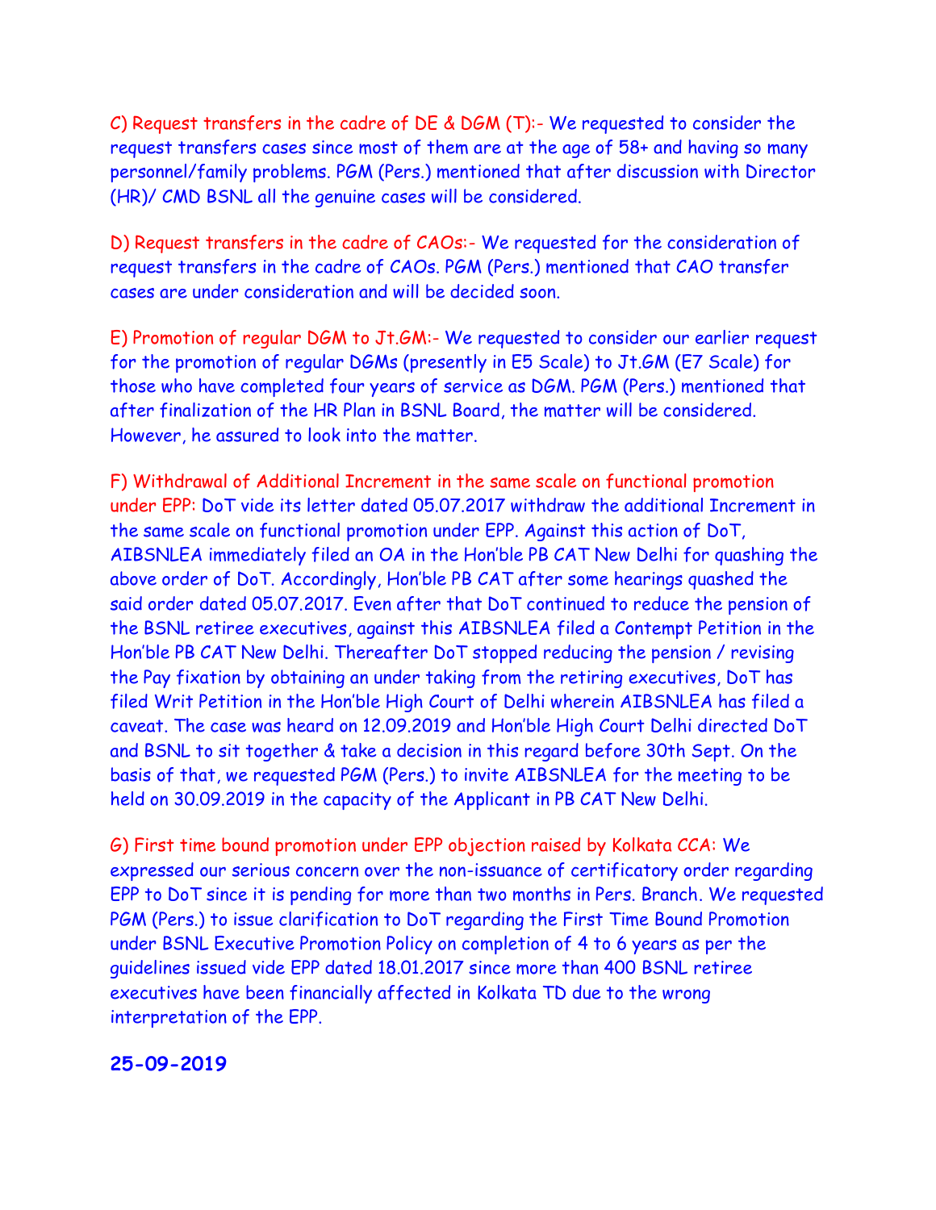C) Request transfers in the cadre of DE & DGM (T):- We requested to consider the request transfers cases since most of them are at the age of 58+ and having so many personnel/family problems. PGM (Pers.) mentioned that after discussion with Director (HR)/ CMD BSNL all the genuine cases will be considered.

D) Request transfers in the cadre of CAOs:- We requested for the consideration of request transfers in the cadre of CAOs. PGM (Pers.) mentioned that CAO transfer cases are under consideration and will be decided soon.

E) Promotion of regular DGM to Jt.GM:- We requested to consider our earlier request for the promotion of regular DGMs (presently in E5 Scale) to Jt.GM (E7 Scale) for those who have completed four years of service as DGM. PGM (Pers.) mentioned that after finalization of the HR Plan in BSNL Board, the matter will be considered. However, he assured to look into the matter.

F) Withdrawal of Additional Increment in the same scale on functional promotion under EPP: DoT vide its letter dated 05.07.2017 withdraw the additional Increment in the same scale on functional promotion under EPP. Against this action of DoT, AIBSNLEA immediately filed an OA in the Hon'ble PB CAT New Delhi for quashing the above order of DoT. Accordingly, Hon'ble PB CAT after some hearings quashed the said order dated 05.07.2017. Even after that DoT continued to reduce the pension of the BSNL retiree executives, against this AIBSNLEA filed a Contempt Petition in the Hon'ble PB CAT New Delhi. Thereafter DoT stopped reducing the pension / revising the Pay fixation by obtaining an under taking from the retiring executives, DoT has filed Writ Petition in the Hon'ble High Court of Delhi wherein AIBSNLEA has filed a caveat. The case was heard on 12.09.2019 and Hon'ble High Court Delhi directed DoT and BSNL to sit together & take a decision in this regard before 30th Sept. On the basis of that, we requested PGM (Pers.) to invite AIBSNLEA for the meeting to be held on 30.09.2019 in the capacity of the Applicant in PB CAT New Delhi.

G) First time bound promotion under EPP objection raised by Kolkata CCA: We expressed our serious concern over the non-issuance of certificatory order regarding EPP to DoT since it is pending for more than two months in Pers. Branch. We requested PGM (Pers.) to issue clarification to DoT regarding the First Time Bound Promotion under BSNL Executive Promotion Policy on completion of 4 to 6 years as per the guidelines issued vide EPP dated 18.01.2017 since more than 400 BSNL retiree executives have been financially affected in Kolkata TD due to the wrong interpretation of the EPP.

**25-09-2019**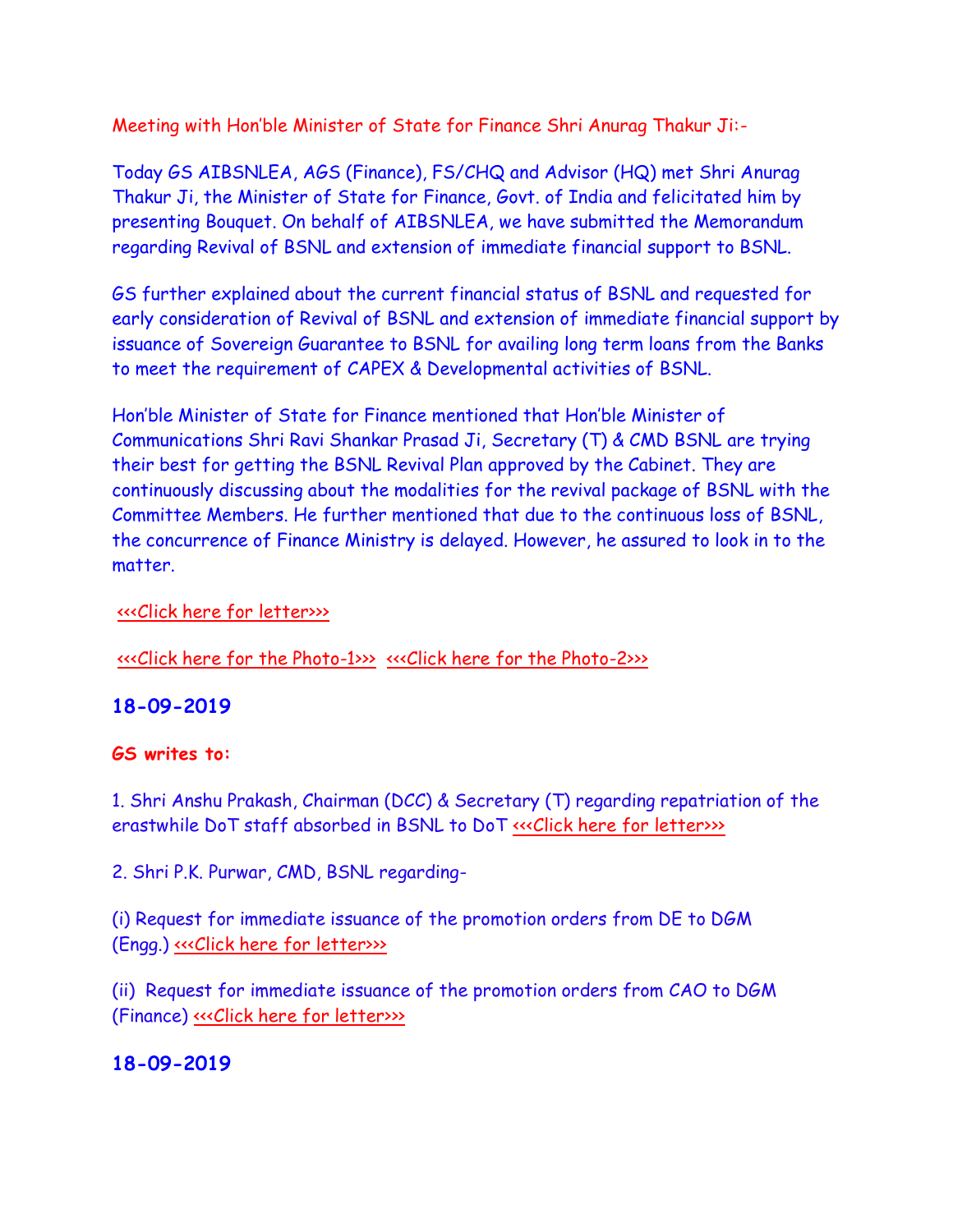Meeting with Hon'ble Minister of State for Finance Shri Anurag Thakur Ji:-

Today GS AIBSNLEA, AGS (Finance), FS/CHQ and Advisor (HQ) met Shri Anurag Thakur Ji, the Minister of State for Finance, Govt. of India and felicitated him by presenting Bouquet. On behalf of AIBSNLEA, we have submitted the Memorandum regarding Revival of BSNL and extension of immediate financial support to BSNL.

GS further explained about the current financial status of BSNL and requested for early consideration of Revival of BSNL and extension of immediate financial support by issuance of Sovereign Guarantee to BSNL for availing long term loans from the Banks to meet the requirement of CAPEX & Developmental activities of BSNL.

Hon'ble Minister of State for Finance mentioned that Hon'ble Minister of Communications Shri Ravi Shankar Prasad Ji, Secretary (T) & CMD BSNL are trying their best for getting the BSNL Revival Plan approved by the Cabinet. They are continuously discussing about the modalities for the revival package of BSNL with the Committee Members. He further mentioned that due to the continuous loss of BSNL, the concurrence of Finance Ministry is delayed. However, he assured to look in to the matter.

<<<Click here for letter>>>

<<<Click here for the Photo-1>>> <<<Click here for the Photo-2>>>

## 18-09-2019

**GS writes to:**

1. Shri Anshu Prakash, Chairman (DCC) & Secretary (T) regarding repatriation of the erastwhile DoT staff absorbed in BSNL to DoT <<<Click here for letter>>>

2. Shri P.K. Purwar, CMD, BSNL regarding-

(i) Request for immediate issuance of the promotion orders from DE to DGM (Engg.) <<<Click here for letter>>>

(ii) Request for immediate issuance of the promotion orders from CAO to DGM (Finance) <<<Click here for letter>>>

## 18-09-2019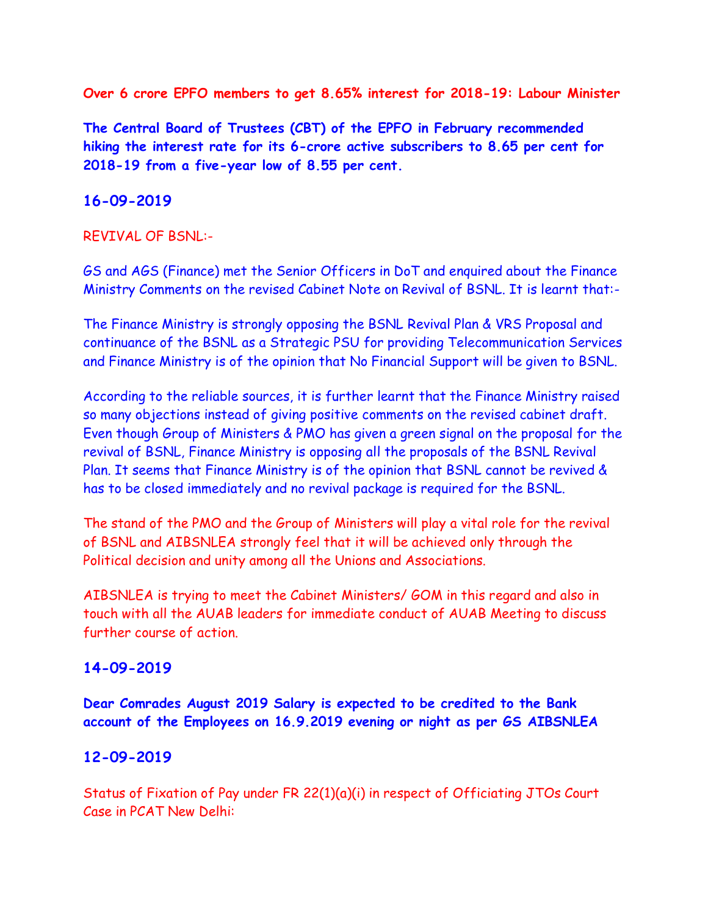**Over 6 crore EPFO members to get 8.65% interest for 2018-19: Labour Minister**

**The Central Board of Trustees (CBT) of the EPFO in February recommended hiking the interest rate for its 6-crore active subscribers to 8.65 per cent for 2018-19 from a five-year low of 8.55 per cent.**

## 16-09-2019

REVIVAL OF BSNL:-

GS and AGS (Finance) met the Senior Officers in DoT and enquired about the Finance Ministry Comments on the revised Cabinet Note on Revival of BSNL. It is learnt that:-

The Finance Ministry is strongly opposing the BSNL Revival Plan & VRS Proposal and continuance of the BSNL as a Strategic PSU for providing Telecommunication Services and Finance Ministry is of the opinion that No Financial Support will be given to BSNL.

According to the reliable sources, it is further learnt that the Finance Ministry raised so many objections instead of giving positive comments on the revised cabinet draft. Even though Group of Ministers & PMO has given a green signal on the proposal for the revival of BSNL, Finance Ministry is opposing all the proposals of the BSNL Revival Plan. It seems that Finance Ministry is of the opinion that BSNL cannot be revived & has to be closed immediately and no revival package is required for the BSNL.

The stand of the PMO and the Group of Ministers will play a vital role for the revival of BSNL and AIBSNLEA strongly feel that it will be achieved only through the Political decision and unity among all the Unions and Associations.

AIBSNLEA is trying to meet the Cabinet Ministers/ GOM in this regard and also in touch with all the AUAB leaders for immediate conduct of AUAB Meeting to discuss further course of action.

## 14-09-2019

**Dear Comrades August 2019 Salary is expected to be credited to the Bank account of the Employees on 16.9.2019 evening or night as per GS AIBSNLEA**

## 12-09-2019

Status of Fixation of Pay under FR 22(1)(a)(i) in respect of Officiating JTOs Court Case in PCAT New Delhi: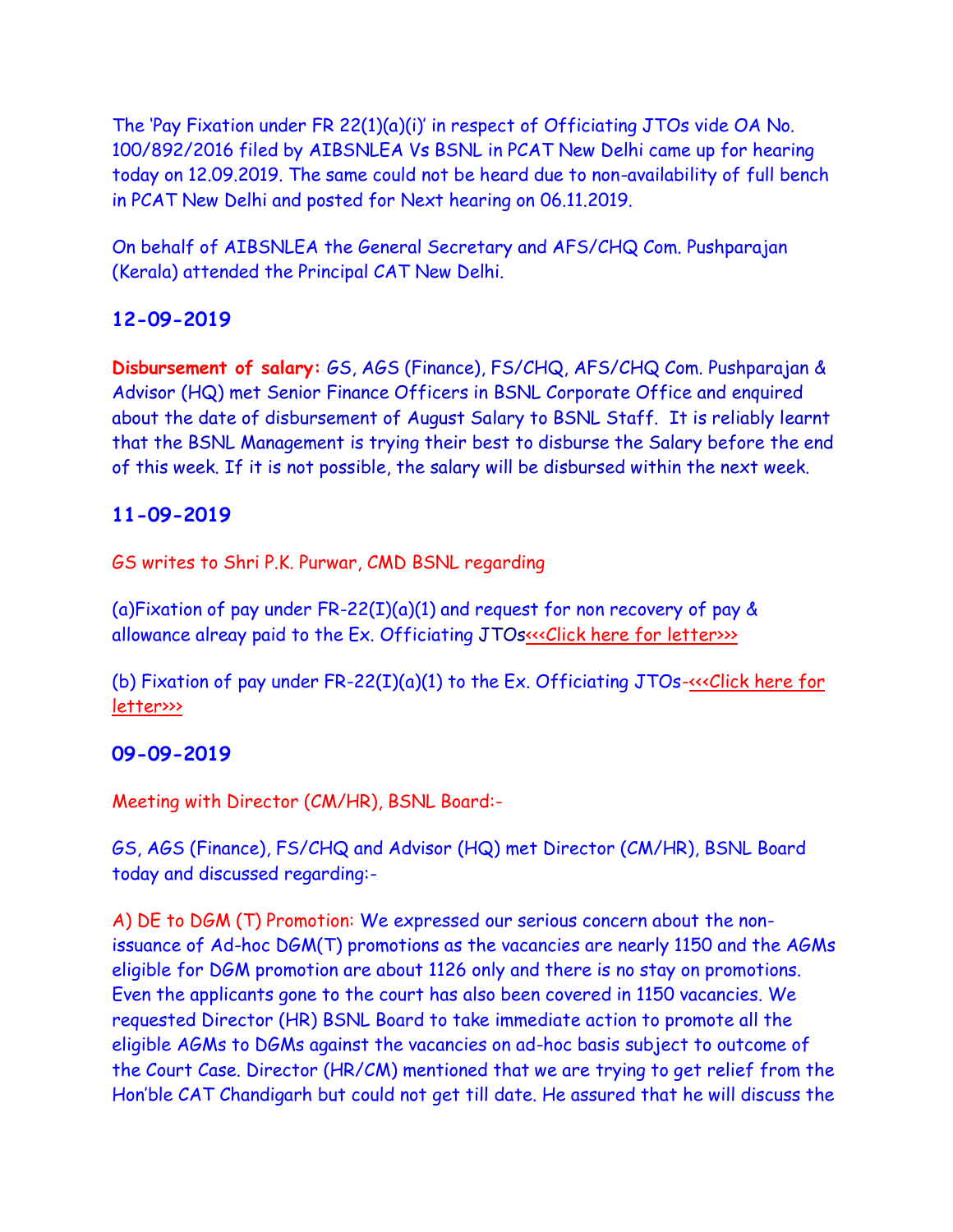The 'Pay Fixation under FR 22(1)(a)(i)' in respect of Officiating JTOs vide OA No. 100/892/2016 filed by AIBSNLEA Vs BSNL in PCAT New Delhi came up for hearing today on 12.09.2019. The same could not be heard due to non-availability of full bench in PCAT New Delhi and posted for Next hearing on 06.11.2019.

On behalf of AIBSNLEA the General Secretary and AFS/CHQ Com. Pushparajan (Kerala) attended the Principal CAT New Delhi.

### 12-09-2019

**Disbursement of salary:** GS, AGS (Finance), FS/CHQ, AFS/CHQ Com. Pushparajan & Advisor (HQ) met Senior Finance Officers in BSNL Corporate Office and enquired about the date of disbursement of August Salary to BSNL Staff. It is reliably learnt that the BSNL Management is trying their best to disburse the Salary before the end of this week. If it is not possible, the salary will be disbursed within the next week.

### 11-09-2019

GS writes to Shri P.K. Purwar, CMD BSNL regarding

(a)Fixation of pay under FR-22(I)(a)(1) and request for non recovery of pay & allowance alreay paid to the Ex. Officiating JTOs<<<Click here for letter>>>

(b) Fixation of pay under FR-22(I)(a)(1) to the Ex. Officiating JTOs-<<<Click here for letter>>>

### 09-09-2019

Meeting with Director (CM/HR), BSNL Board:-

GS, AGS (Finance), FS/CHQ and Advisor (HQ) met Director (CM/HR), BSNL Board today and discussed regarding:-

A) DE to DGM (T) Promotion: We expressed our serious concern about the non-issuance of Ad-hoc DGM(T) promotions as the vacancies are nearly 1150 and the AGMs eligible for DGM promotion are about 1126 only and there is no stay on promotions. Even the applicants gone to the court has also been covered in 1150 vacancies. We requested Director (HR) BSNL Board to take immediate action to promote all the eligible AGMs to DGMs against the vacancies on ad-hoc basis subject to outcome of the Court Case. Director (HR/CM) mentioned that we are trying to get relief from the Hon'ble CAT Chandigarh but could not get till date. He assured that he will discuss the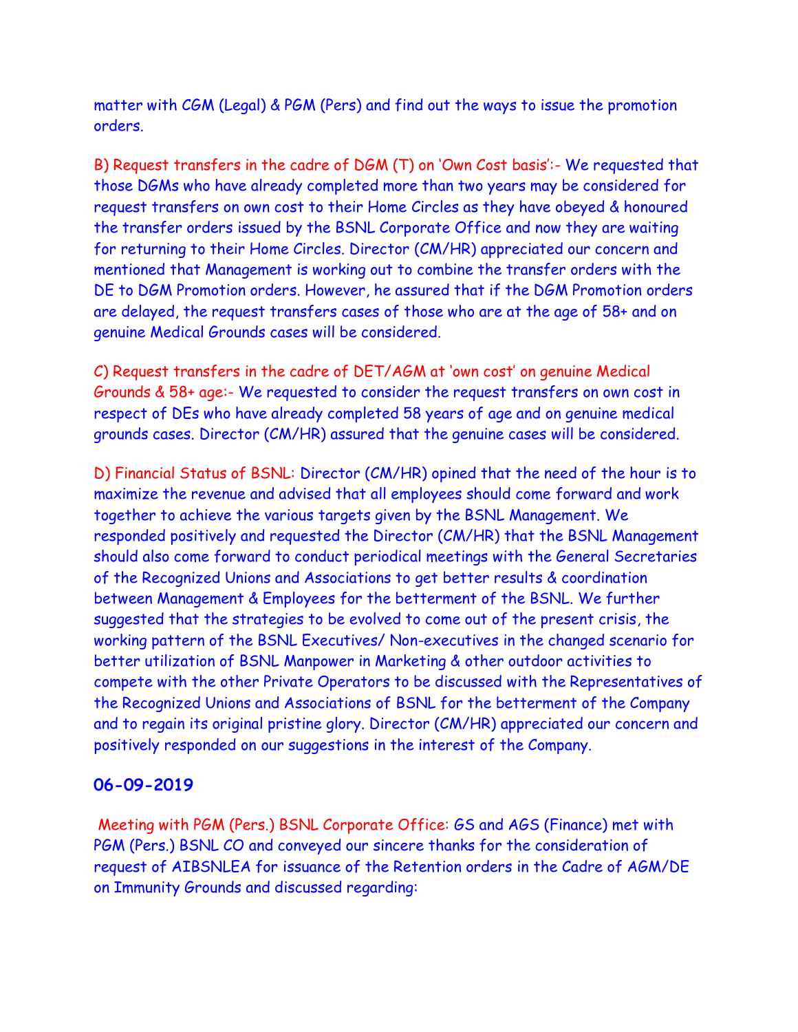matter with CGM (Legal) & PGM (Pers) and find out the ways to issue the promotion orders.

B) Request transfers in the cadre of DGM (T) on 'Own Cost basis':- We requested that those DGMs who have already completed more than two years may be considered for request transfers on own cost to their Home Circles as they have obeyed & honoured the transfer orders issued by the BSNL Corporate Office and now they are waiting for returning to their Home Circles. Director (CM/HR) appreciated our concern and mentioned that Management is working out to combine the transfer orders with the DE to DGM Promotion orders. However, he assured that if the DGM Promotion orders are delayed, the request transfers cases of those who are at the age of 58+ and on genuine Medical Grounds cases will be considered.

C) Request transfers in the cadre of DET/AGM at 'own cost' on genuine Medical Grounds & 58+ age:- We requested to consider the request transfers on own cost in respect of DEs who have already completed 58 years of age and on genuine medical grounds cases. Director (CM/HR) assured that the genuine cases will be considered.

D) Financial Status of BSNL: Director (CM/HR) opined that the need of the hour is to maximize the revenue and advised that all employees should come forward and work together to achieve the various targets given by the BSNL Management. We responded positively and requested the Director (CM/HR) that the BSNL Management should also come forward to conduct periodical meetings with the General Secretaries of the Recognized Unions and Associations to get better results & coordination between Management & Employees for the betterment of the BSNL. We further suggested that the strategies to be evolved to come out of the present crisis, the working pattern of the BSNL Executives/ Non-executives in the changed scenario for better utilization of BSNL Manpower in Marketing & other outdoor activities to compete with the other Private Operators to be discussed with the Representatives of the Recognized Unions and Associations of BSNL for the betterment of the Company and to regain its original pristine glory. Director (CM/HR) appreciated our concern and positively responded on our suggestions in the interest of the Company.

### 06-09-2019

Meeting with PGM (Pers.) BSNL Corporate Office: GS and AGS (Finance) met with PGM (Pers.) BSNL CO and conveyed our sincere thanks for the consideration of request of AIBSNLEA for issuance of the Retention orders in the Cadre of AGM/DE on Immunity Grounds and discussed regarding: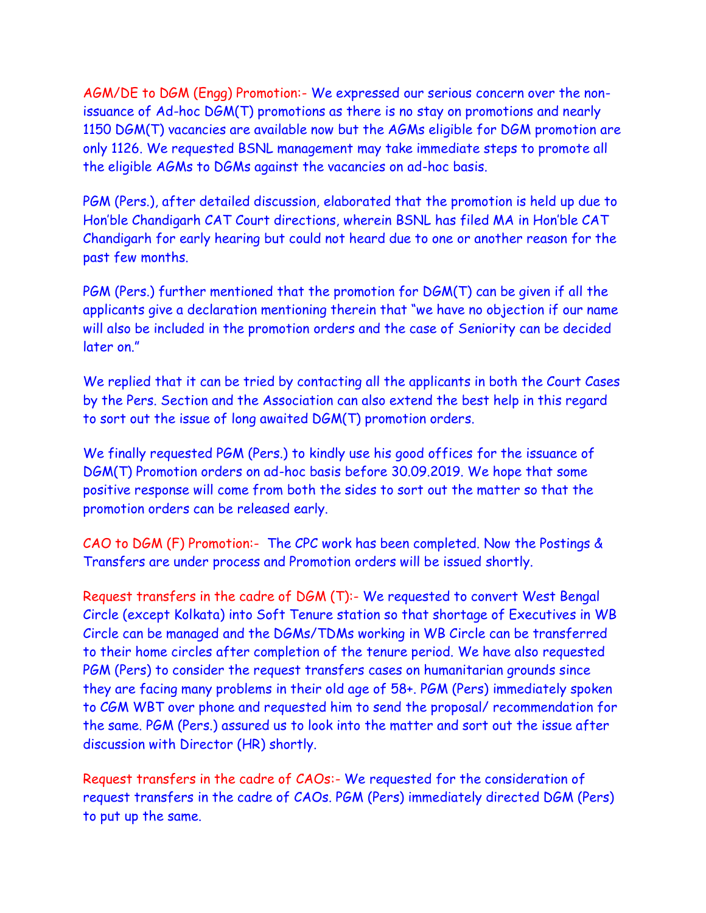**AGM/DE to DGM (Engg) Promotion:-** We expressed our serious concern over the non-issuance of Ad-hoc DGM(T) promotions as there is no stay on promotions and nearly 1150 DGM(T) vacancies are available now but the AGMs eligible for DGM promotion are only 1126. We requested BSNL management may take immediate steps to promote all the eligible AGMs to DGMs against the vacancies on ad-hoc basis.

PGM (Pers.), after detailed discussion, elaborated that the promotion is held up due to Hon'ble Chandigarh CAT Court directions, wherein BSNL has filed MA in Hon'ble CAT Chandigarh for early hearing but could not heard due to one or another reason for the past few months.

PGM (Pers.) further mentioned that the promotion for DGM(T) can be given if all the applicants give a declaration mentioning therein that "we have no objection if our name will also be included in the promotion orders and the case of Seniority can be decided later on."

We replied that it can be tried by contacting all the applicants in both the Court Cases by the Pers. Section and the Association can also extend the best help in this regard to sort out the issue of long awaited DGM(T) promotion orders.

We finally requested PGM (Pers.) to kindly use his good offices for the issuance of DGM(T) Promotion orders on ad-hoc basis before 30.09.2019. We hope that some positive response will come from both the sides to sort out the matter so that the promotion orders can be released early.

**CAO to DGM (F) Promotion:-** The CPC work has been completed. Now the Postings & Transfers are under process and Promotion orders will be issued shortly.

**Request transfers in the cadre of DGM (T):-** We requested to convert West Bengal Circle (except Kolkata) into Soft Tenure station so that shortage of Executives in WB Circle can be managed and the DGMs/TDMs working in WB Circle can be transferred to their home circles after completion of the tenure period. We have also requested PGM (Pers) to consider the request transfers cases on humanitarian grounds since they are facing many problems in their old age of 58+. PGM (Pers) immediately spoken to CGM WBT over phone and requested him to send the proposal/ recommendation for the same. PGM (Pers.) assured us to look into the matter and sort out the issue after discussion with Director (HR) shortly.

**Request transfers in the cadre of CAOs:-** We requested for the consideration of request transfers in the cadre of CAOs. PGM (Pers) immediately directed DGM (Pers) to put up the same.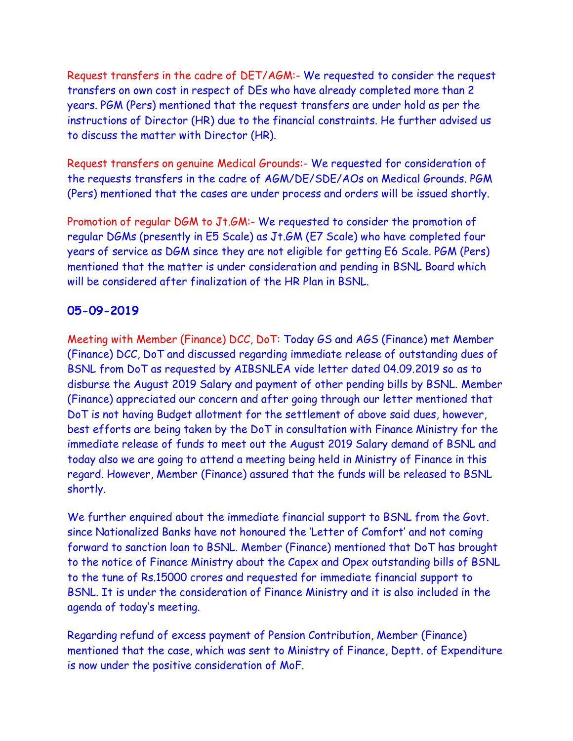**Request transfers in the cadre of DET/AGM:-** We requested to consider the request transfers on own cost in respect of DEs who have already completed more than 2 years. PGM (Pers) mentioned that the request transfers are under hold as per the instructions of Director (HR) due to the financial constraints. He further advised us to discuss the matter with Director (HR).

**Request transfers on genuine Medical Grounds:-** We requested for consideration of the requests transfers in the cadre of AGM/DE/SDE/AOs on Medical Grounds. PGM (Pers) mentioned that the cases are under process and orders will be issued shortly.

**Promotion of regular DGM to Jt.GM:-** We requested to consider the promotion of regular DGMs (presently in E5 Scale) as Jt.GM (E7 Scale) who have completed four years of service as DGM since they are not eligible for getting E6 Scale. PGM (Pers) mentioned that the matter is under consideration and pending in BSNL Board which will be considered after finalization of the HR Plan in BSNL.

## 05-09-2019

**Meeting with Member (Finance) DCC, DoT:** Today GS and AGS (Finance) met Member (Finance) DCC, DoT and discussed regarding immediate release of outstanding dues of BSNL from DoT as requested by AIBSNLEA vide letter dated 04.09.2019 so as to disburse the August 2019 Salary and payment of other pending bills by BSNL. Member (Finance) appreciated our concern and after going through our letter mentioned that DoT is not having Budget allotment for the settlement of above said dues, however, best efforts are being taken by the DoT in consultation with Finance Ministry for the immediate release of funds to meet out the August 2019 Salary demand of BSNL and today also we are going to attend a meeting being held in Ministry of Finance in this regard. However, Member (Finance) assured that the funds will be released to BSNL shortly.

We further enquired about the immediate financial support to BSNL from the Govt. since Nationalized Banks have not honoured the 'Letter of Comfort' and not coming forward to sanction loan to BSNL. Member (Finance) mentioned that DoT has brought to the notice of Finance Ministry about the Capex and Opex outstanding bills of BSNL to the tune of Rs.15000 crores and requested for immediate financial support to BSNL. It is under the consideration of Finance Ministry and it is also included in the agenda of today's meeting.

Regarding refund of excess payment of Pension Contribution, Member (Finance) mentioned that the case, which was sent to Ministry of Finance, Deptt. of Expenditure is now under the positive consideration of MoF.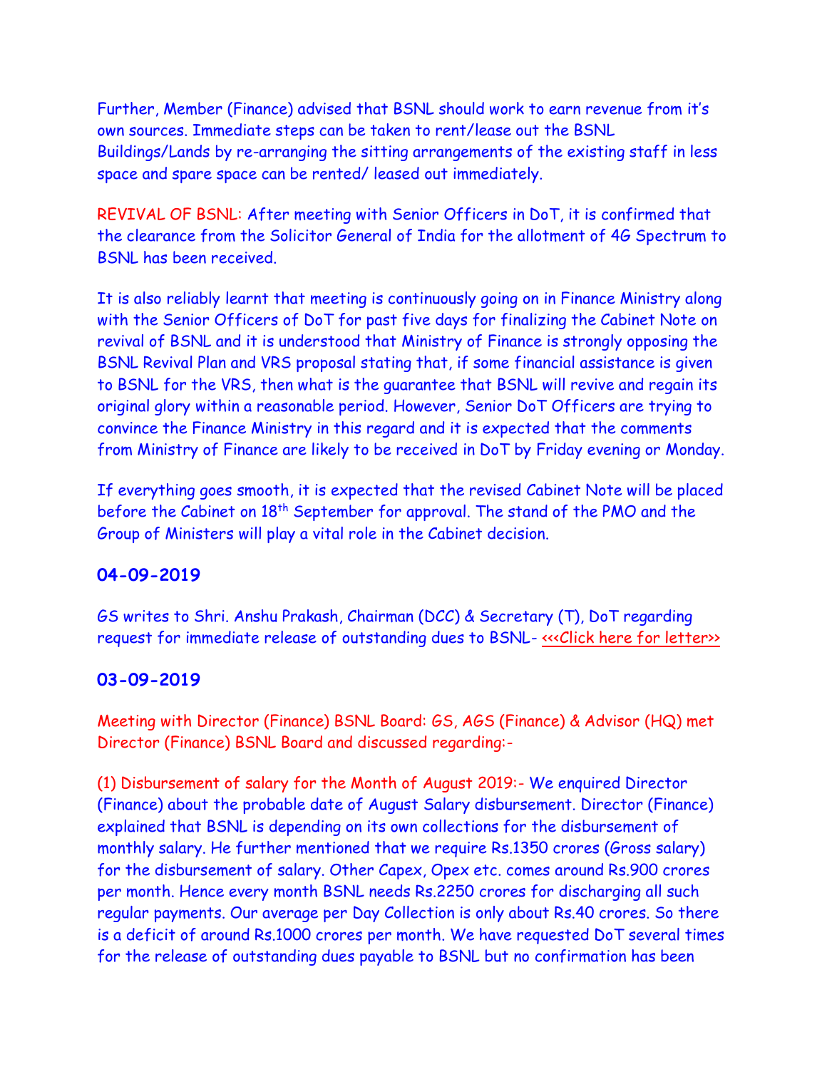Further, Member (Finance) advised that BSNL should work to earn revenue from it's own sources. Immediate steps can be taken to rent/lease out the BSNL Buildings/Lands by re-arranging the sitting arrangements of the existing staff in less space and spare space can be rented/ leased out immediately.

REVIVAL OF BSNL: After meeting with Senior Officers in DoT, it is confirmed that the clearance from the Solicitor General of India for the allotment of 4G Spectrum to BSNL has been received.

It is also reliably learnt that meeting is continuously going on in Finance Ministry along with the Senior Officers of DoT for past five days for finalizing the Cabinet Note on revival of BSNL and it is understood that Ministry of Finance is strongly opposing the BSNL Revival Plan and VRS proposal stating that, if some financial assistance is given to BSNL for the VRS, then what is the guarantee that BSNL will revive and regain its original glory within a reasonable period. However, Senior DoT Officers are trying to convince the Finance Ministry in this regard and it is expected that the comments from Ministry of Finance are likely to be received in DoT by Friday evening or Monday.

If everything goes smooth, it is expected that the revised Cabinet Note will be placed before the Cabinet on 18th September for approval. The stand of the PMO and the Group of Ministers will play a vital role in the Cabinet decision.

### 04-09-2019

GS writes to Shri. Anshu Prakash, Chairman (DCC) & Secretary (T), DoT regarding request for immediate release of outstanding dues to BSNL- <<<Click here for letter>>

### 03-09-2019

Meeting with Director (Finance) BSNL Board: GS, AGS (Finance) & Advisor (HQ) met Director (Finance) BSNL Board and discussed regarding:-

(1) Disbursement of salary for the Month of August 2019:- We enquired Director (Finance) about the probable date of August Salary disbursement. Director (Finance) explained that BSNL is depending on its own collections for the disbursement of monthly salary. He further mentioned that we require Rs.1350 crores (Gross salary) for the disbursement of salary. Other Capex, Opex etc. comes around Rs.900 crores per month. Hence every month BSNL needs Rs.2250 crores for discharging all such regular payments. Our average per Day Collection is only about Rs.40 crores. So there is a deficit of around Rs.1000 crores per month. We have requested DoT several times for the release of outstanding dues payable to BSNL but no confirmation has been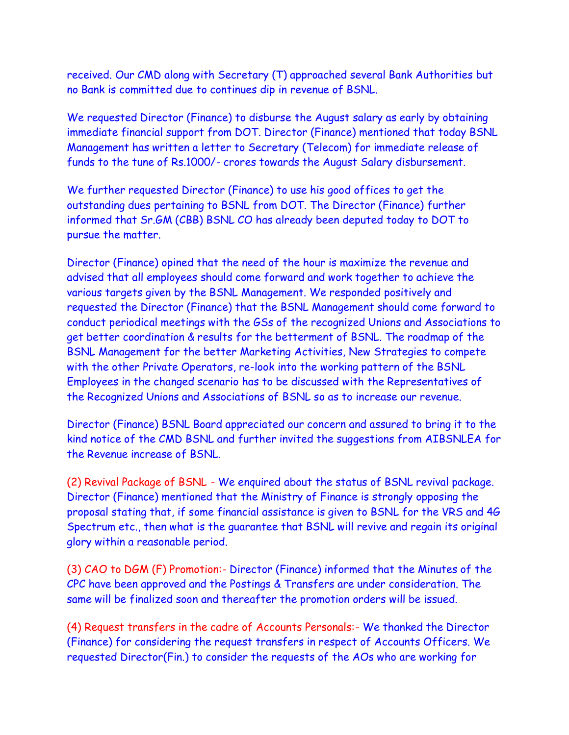received. Our CMD along with Secretary (T) approached several Bank Authorities but no Bank is committed due to continues dip in revenue of BSNL.

We requested Director (Finance) to disburse the August salary as early by obtaining immediate financial support from DOT. Director (Finance) mentioned that today BSNL Management has written a letter to Secretary (Telecom) for immediate release of funds to the tune of Rs.1000/- crores towards the August Salary disbursement.

We further requested Director (Finance) to use his good offices to get the outstanding dues pertaining to BSNL from DOT. The Director (Finance) further informed that Sr.GM (CBB) BSNL CO has already been deputed today to DOT to pursue the matter.

Director (Finance) opined that the need of the hour is maximize the revenue and advised that all employees should come forward and work together to achieve the various targets given by the BSNL Management. We responded positively and requested the Director (Finance) that the BSNL Management should come forward to conduct periodical meetings with the GSs of the recognized Unions and Associations to get better coordination & results for the betterment of BSNL. The roadmap of the BSNL Management for the better Marketing Activities, New Strategies to compete with the other Private Operators, re-look into the working pattern of the BSNL Employees in the changed scenario has to be discussed with the Representatives of the Recognized Unions and Associations of BSNL so as to increase our revenue.

Director (Finance) BSNL Board appreciated our concern and assured to bring it to the kind notice of the CMD BSNL and further invited the suggestions from AIBSNLEA for the Revenue increase of BSNL.

(2) Revival Package of BSNL - We enquired about the status of BSNL revival package. Director (Finance) mentioned that the Ministry of Finance is strongly opposing the proposal stating that, if some financial assistance is given to BSNL for the VRS and 4G Spectrum etc., then what is the guarantee that BSNL will revive and regain its original glory within a reasonable period.

(3) CAO to DGM (F) Promotion:- Director (Finance) informed that the Minutes of the CPC have been approved and the Postings & Transfers are under consideration. The same will be finalized soon and thereafter the promotion orders will be issued.

(4) Request transfers in the cadre of Accounts Personals:- We thanked the Director (Finance) for considering the request transfers in respect of Accounts Officers. We requested Director(Fin.) to consider the requests of the AOs who are working for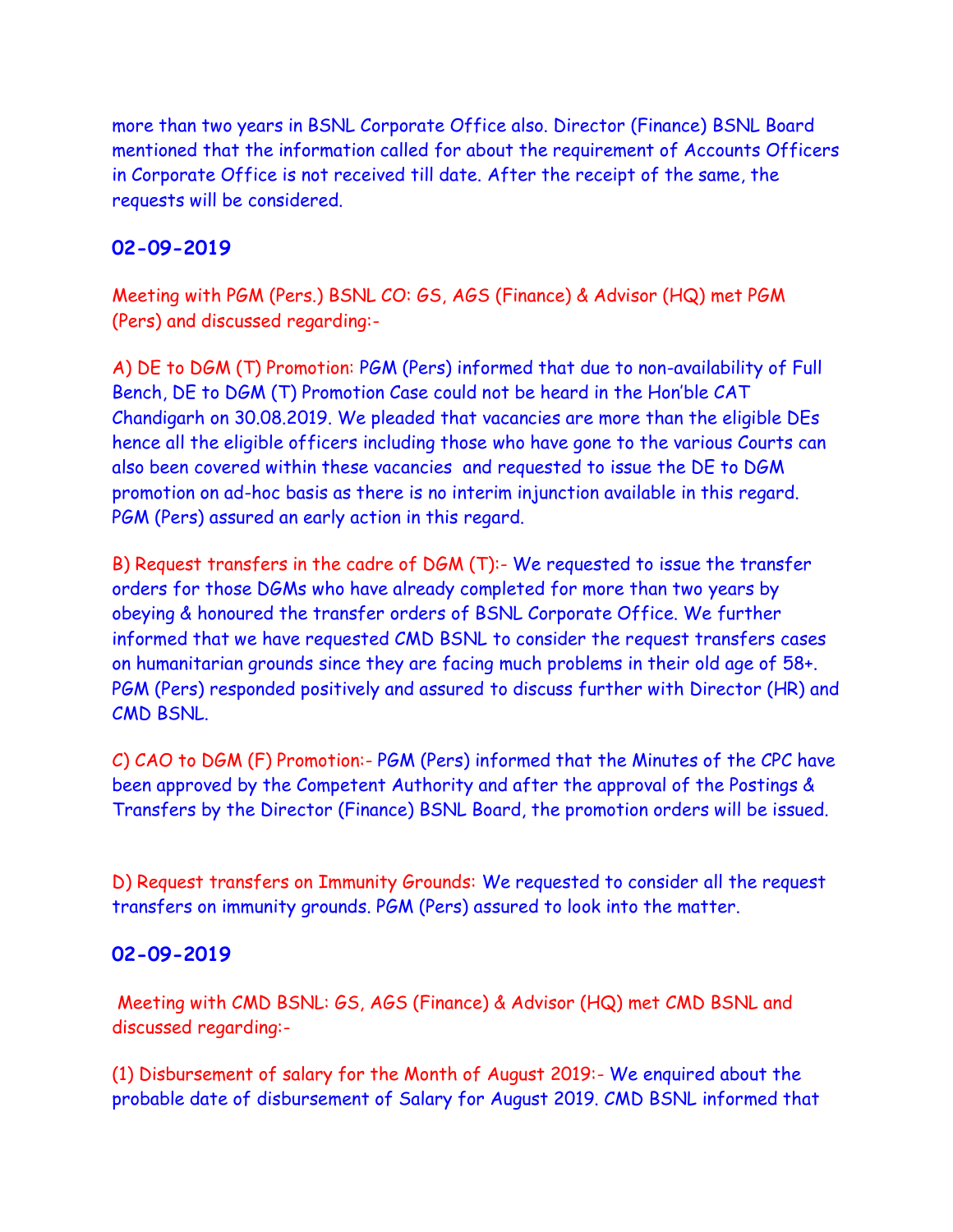more than two years in BSNL Corporate Office also. Director (Finance) BSNL Board mentioned that the information called for about the requirement of Accounts Officers in Corporate Office is not received till date. After the receipt of the same, the requests will be considered.

### 02-09-2019

Meeting with PGM (Pers.) BSNL CO: GS, AGS (Finance) & Advisor (HQ) met PGM (Pers) and discussed regarding:-

A) DE to DGM (T) Promotion: PGM (Pers) informed that due to non-availability of Full Bench, DE to DGM (T) Promotion Case could not be heard in the Hon'ble CAT Chandigarh on 30.08.2019. We pleaded that vacancies are more than the eligible DEs hence all the eligible officers including those who have gone to the various Courts can also been covered within these vacancies and requested to issue the DE to DGM promotion on ad-hoc basis as there is no interim injunction available in this regard. PGM (Pers) assured an early action in this regard.

B) Request transfers in the cadre of DGM (T):- We requested to issue the transfer orders for those DGMs who have already completed for more than two years by obeying & honoured the transfer orders of BSNL Corporate Office. We further informed that we have requested CMD BSNL to consider the request transfers cases on humanitarian grounds since they are facing much problems in their old age of 58+. PGM (Pers) responded positively and assured to discuss further with Director (HR) and CMD BSNL.

C) CAO to DGM (F) Promotion:- PGM (Pers) informed that the Minutes of the CPC have been approved by the Competent Authority and after the approval of the Postings & Transfers by the Director (Finance) BSNL Board, the promotion orders will be issued.

D) Request transfers on Immunity Grounds: We requested to consider all the request transfers on immunity grounds. PGM (Pers) assured to look into the matter.

### 02-09-2019

Meeting with CMD BSNL: GS, AGS (Finance) & Advisor (HQ) met CMD BSNL and discussed regarding:-

(1) Disbursement of salary for the Month of August 2019:- We enquired about the probable date of disbursement of Salary for August 2019. CMD BSNL informed that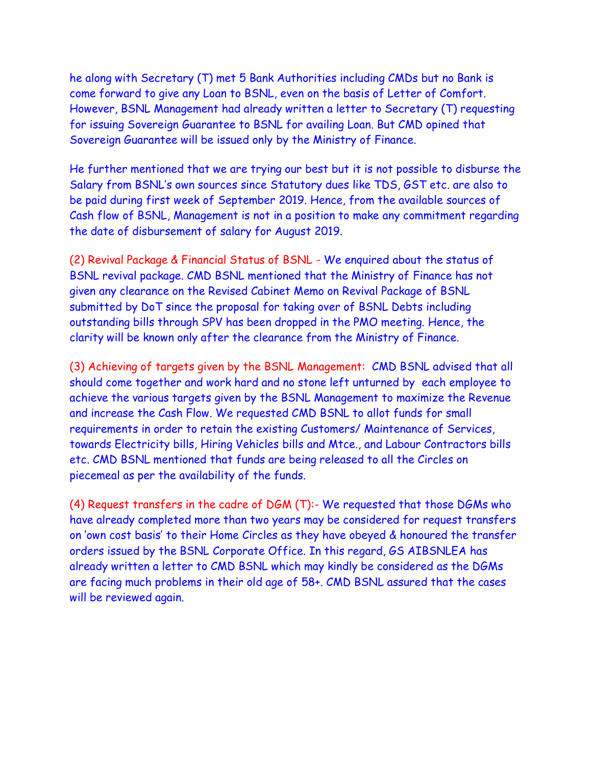he along with Secretary (T) met 5 Bank Authorities including CMDs but no Bank is come forward to give any Loan to BSNL, even on the basis of Letter of Comfort. However, BSNL Management had already written a letter to Secretary (T) requesting for issuing Sovereign Guarantee to BSNL for availing Loan. But CMD opined that Sovereign Guarantee will be issued only by the Ministry of Finance.

He further mentioned that we are trying our best but it is not possible to disburse the Salary from BSNL's own sources since Statutory dues like TDS, GST etc. are also to be paid during first week of September 2019. Hence, from the available sources of Cash flow of BSNL, Management is not in a position to make any commitment regarding the date of disbursement of salary for August 2019.

(2) Revival Package & Financial Status of BSNL - We enquired about the status of BSNL revival package. CMD BSNL mentioned that the Ministry of Finance has not given any clearance on the Revised Cabinet Memo on Revival Package of BSNL submitted by DoT since the proposal for taking over of BSNL Debts including outstanding bills through SPV has been dropped in the PMO meeting. Hence, the clarity will be known only after the clearance from the Ministry of Finance.

(3) Achieving of targets given by the BSNL Management: CMD BSNL advised that all should come together and work hard and no stone left unturned by each employee to achieve the various targets given by the BSNL Management to maximize the Revenue and increase the Cash Flow. We requested CMD BSNL to allot funds for small requirements in order to retain the existing Customers/ Maintenance of Services, towards Electricity bills, Hiring Vehicles bills and Mtce., and Labour Contractors bills etc. CMD BSNL mentioned that funds are being released to all the Circles on piecemeal as per the availability of the funds.

(4) Request transfers in the cadre of DGM (T):- We requested that those DGMs who have already completed more than two years may be considered for request transfers on 'own cost basis' to their Home Circles as they have obeyed & honoured the transfer orders issued by the BSNL Corporate Office. In this regard, GS AIBSNLEA has already written a letter to CMD BSNL which may kindly be considered as the DGMs are facing much problems in their old age of 58+. CMD BSNL assured that the cases will be reviewed again.